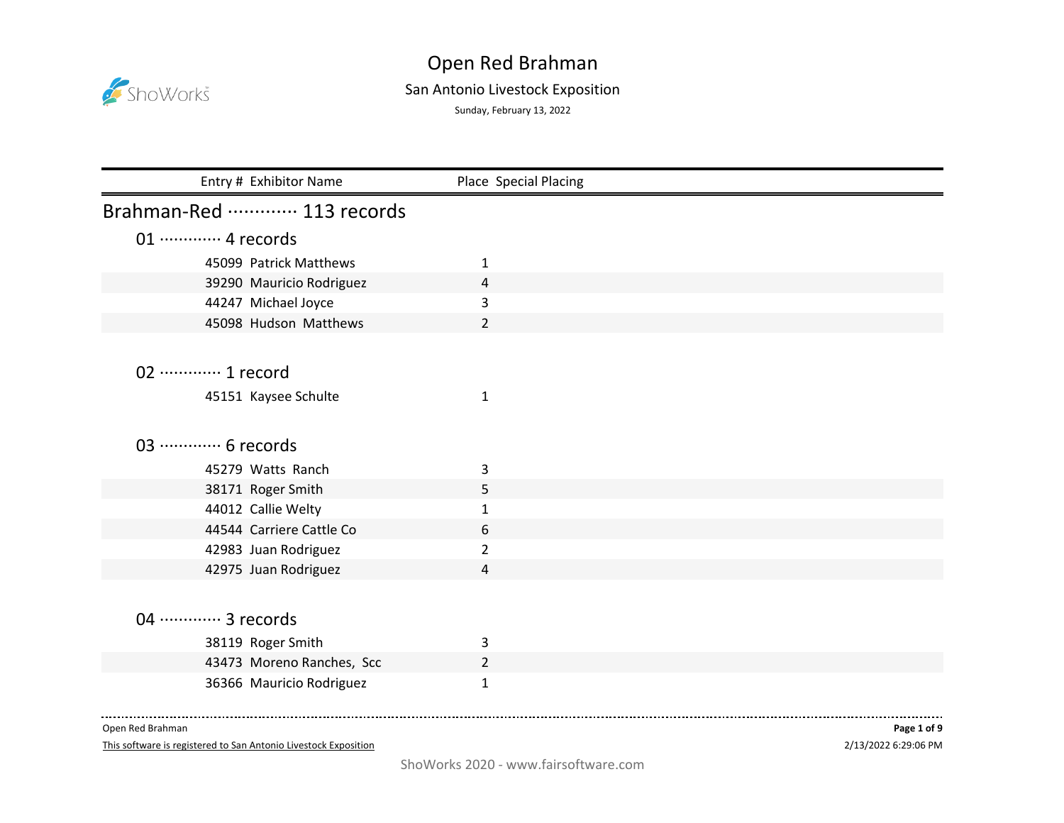# Open Red Brahman

## San Antonio Livestock Exposition

Sunday, February 13, 2022

| Entry # | Exhibitor Name | Place | Special Placing |
|---|---|---|---|

## Brahman-Red ············· 113 records

### 01 ············· 4 records

| Entry # | Exhibitor Name | Place | Special Placing |
|---|---|---|---|
| 45099 | Patrick Matthews | 1 | |
| 39290 | Mauricio Rodriguez | 4 | |
| 44247 | Michael Joyce | 3 | |
| 45098 | Hudson Matthews | 2 | |

### 02 ············· 1 record

| Entry # | Exhibitor Name | Place | Special Placing |
|---|---|---|---|
| 45151 | Kaysee Schulte | 1 | |

### 03 ············· 6 records

| Entry # | Exhibitor Name | Place | Special Placing |
|---|---|---|---|
| 45279 | Watts Ranch | 3 | |
| 38171 | Roger Smith | 5 | |
| 44012 | Callie Welty | 1 | |
| 44544 | Carriere Cattle Co | 6 | |
| 42983 | Juan Rodriguez | 2 | |
| 42975 | Juan Rodriguez | 4 | |

### 04 ············· 3 records

| Entry # | Exhibitor Name | Place | Special Placing |
|---|---|---|---|
| 38119 | Roger Smith | 3 | |
| 43473 | Moreno Ranches, Scc | 2 | |
| 36366 | Mauricio Rodriguez | 1 | |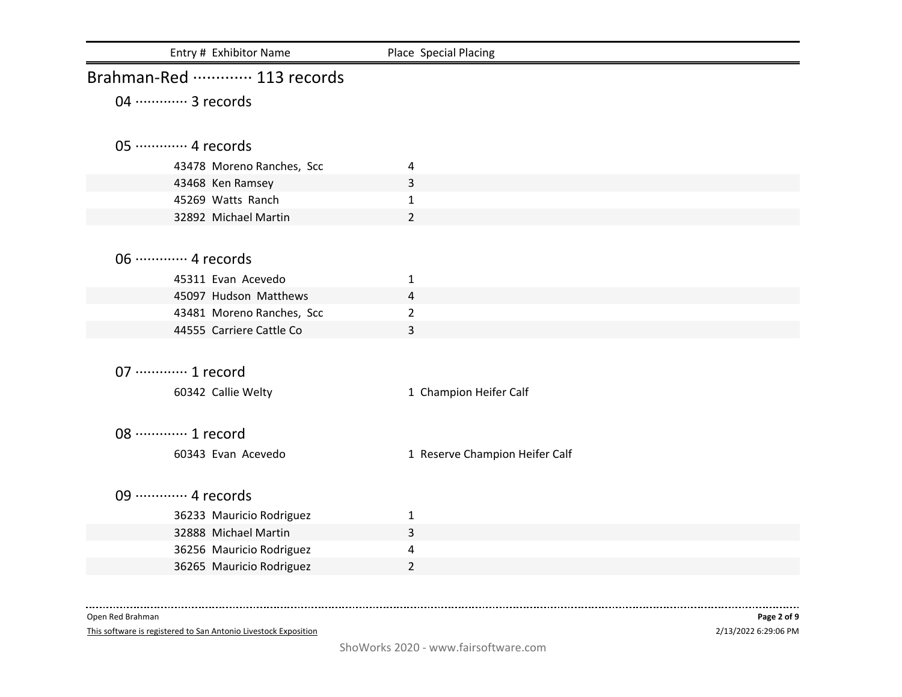| Entry # | Exhibitor Name | Place | Special Placing |
|---|---|---|---|

# Brahman-Red ············· 113 records

## 04 ············· 3 records

## 05 ············· 4 records

| Entry # | Exhibitor Name | Place | Special Placing |
|---|---|---|---|
| 43478 | Moreno Ranches, Scc | 4 | |
| 43468 | Ken Ramsey | 3 | |
| 45269 | Watts Ranch | 1 | |
| 32892 | Michael Martin | 2 | |

## 06 ············· 4 records

| Entry # | Exhibitor Name | Place | Special Placing |
|---|---|---|---|
| 45311 | Evan Acevedo | 1 | |
| 45097 | Hudson Matthews | 4 | |
| 43481 | Moreno Ranches, Scc | 2 | |
| 44555 | Carriere Cattle Co | 3 | |

## 07 ············· 1 record

| Entry # | Exhibitor Name | Place | Special Placing |
|---|---|---|---|
| 60342 | Callie Welty | 1 | Champion Heifer Calf |

## 08 ············· 1 record

| Entry # | Exhibitor Name | Place | Special Placing |
|---|---|---|---|
| 60343 | Evan Acevedo | 1 | Reserve Champion Heifer Calf |

## 09 ············· 4 records

| Entry # | Exhibitor Name | Place | Special Placing |
|---|---|---|---|
| 36233 | Mauricio Rodriguez | 1 | |
| 32888 | Michael Martin | 3 | |
| 36256 | Mauricio Rodriguez | 4 | |
| 36265 | Mauricio Rodriguez | 2 | |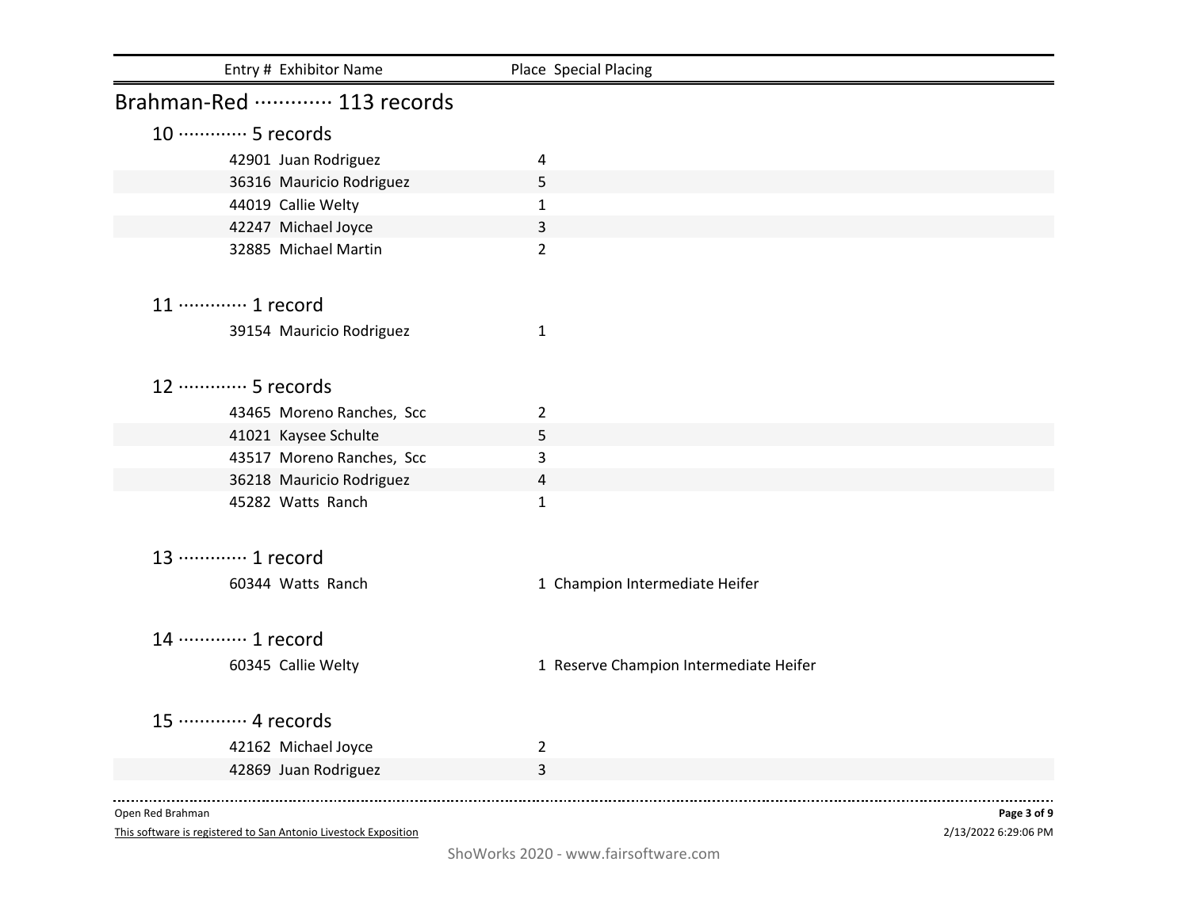| Entry # | Exhibitor Name | Place | Special Placing |
|---|---|---|---|

## Brahman-Red ············· 113 records

### 10 ············· 5 records

| Entry # | Exhibitor Name | Place | Special Placing |
|---|---|---|---|
| 42901 | Juan Rodriguez | 4 | |
| 36316 | Mauricio Rodriguez | 5 | |
| 44019 | Callie Welty | 1 | |
| 42247 | Michael Joyce | 3 | |
| 32885 | Michael Martin | 2 | |

### 11 ············· 1 record

| Entry # | Exhibitor Name | Place | Special Placing |
|---|---|---|---|
| 39154 | Mauricio Rodriguez | 1 | |

### 12 ············· 5 records

| Entry # | Exhibitor Name | Place | Special Placing |
|---|---|---|---|
| 43465 | Moreno Ranches, Scc | 2 | |
| 41021 | Kaysee Schulte | 5 | |
| 43517 | Moreno Ranches, Scc | 3 | |
| 36218 | Mauricio Rodriguez | 4 | |
| 45282 | Watts Ranch | 1 | |

### 13 ············· 1 record

| Entry # | Exhibitor Name | Place | Special Placing |
|---|---|---|---|
| 60344 | Watts Ranch | 1 | Champion Intermediate Heifer |

### 14 ············· 1 record

| Entry # | Exhibitor Name | Place | Special Placing |
|---|---|---|---|
| 60345 | Callie Welty | 1 | Reserve Champion Intermediate Heifer |

### 15 ············· 4 records

| Entry # | Exhibitor Name | Place | Special Placing |
|---|---|---|---|
| 42162 | Michael Joyce | 2 | |
| 42869 | Juan Rodriguez | 3 | |

Open Red Brahman

This software is registered to San Antonio Livestock Exposition

2/13/2022 6:29:06 PM

ShoWorks 2020 - www.fairsoftware.com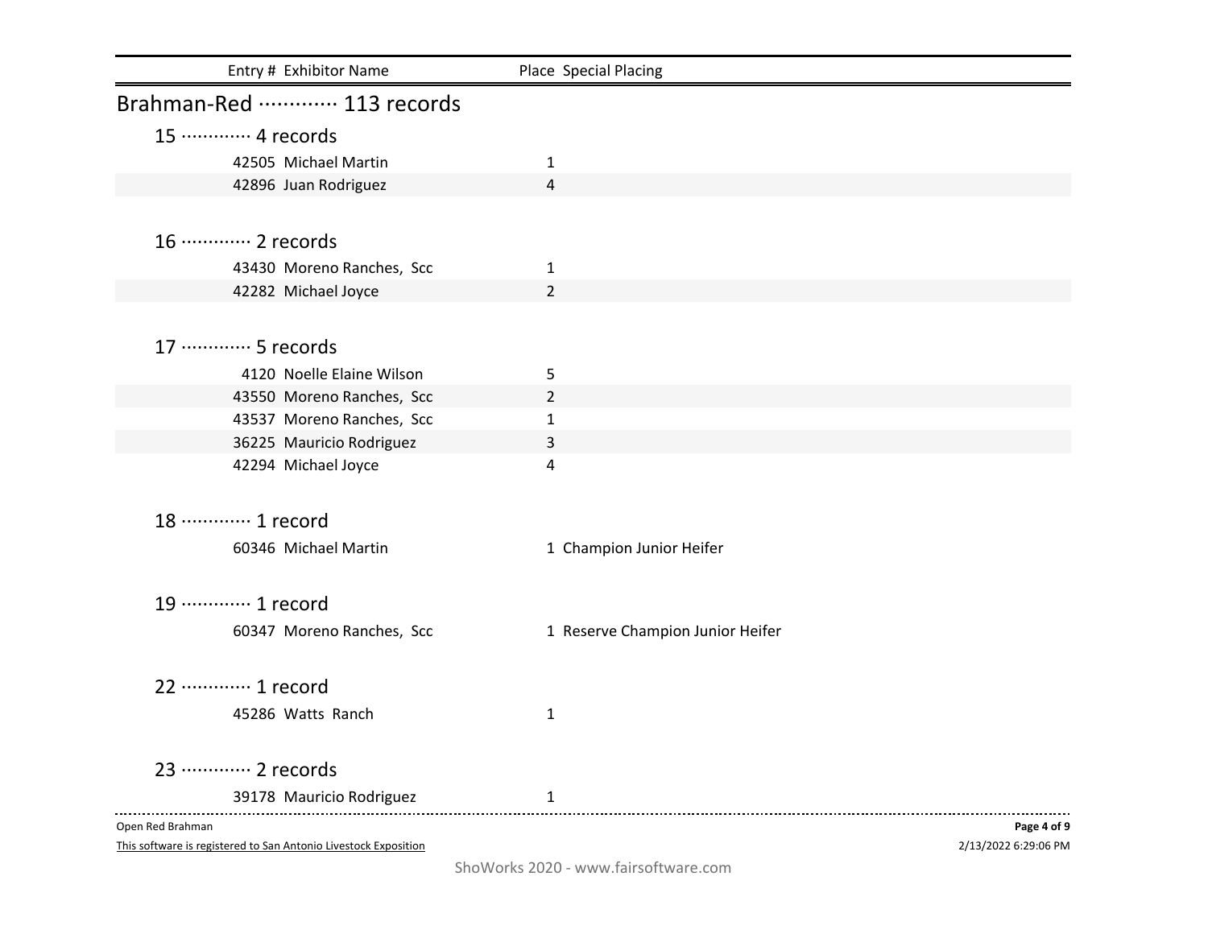| Entry # | Exhibitor Name | Place | Special Placing |
|---|---|---|---|

## Brahman-Red ············· 113 records

### 15 ············· 4 records

| Entry # | Exhibitor Name | Place | Special Placing |
|---|---|---|---|
| 42505 | Michael Martin | 1 | |
| 42896 | Juan Rodriguez | 4 | |

### 16 ············· 2 records

| Entry # | Exhibitor Name | Place | Special Placing |
|---|---|---|---|
| 43430 | Moreno Ranches, Scc | 1 | |
| 42282 | Michael Joyce | 2 | |

### 17 ············· 5 records

| Entry # | Exhibitor Name | Place | Special Placing |
|---|---|---|---|
| 4120 | Noelle Elaine Wilson | 5 | |
| 43550 | Moreno Ranches, Scc | 2 | |
| 43537 | Moreno Ranches, Scc | 1 | |
| 36225 | Mauricio Rodriguez | 3 | |
| 42294 | Michael Joyce | 4 | |

### 18 ············· 1 record

| Entry # | Exhibitor Name | Place | Special Placing |
|---|---|---|---|
| 60346 | Michael Martin | 1 | Champion Junior Heifer |

### 19 ············· 1 record

| Entry # | Exhibitor Name | Place | Special Placing |
|---|---|---|---|
| 60347 | Moreno Ranches, Scc | 1 | Reserve Champion Junior Heifer |

### 22 ············· 1 record

| Entry # | Exhibitor Name | Place | Special Placing |
|---|---|---|---|
| 45286 | Watts Ranch | 1 | |

### 23 ············· 2 records

| Entry # | Exhibitor Name | Place | Special Placing |
|---|---|---|---|
| 39178 | Mauricio Rodriguez | 1 | |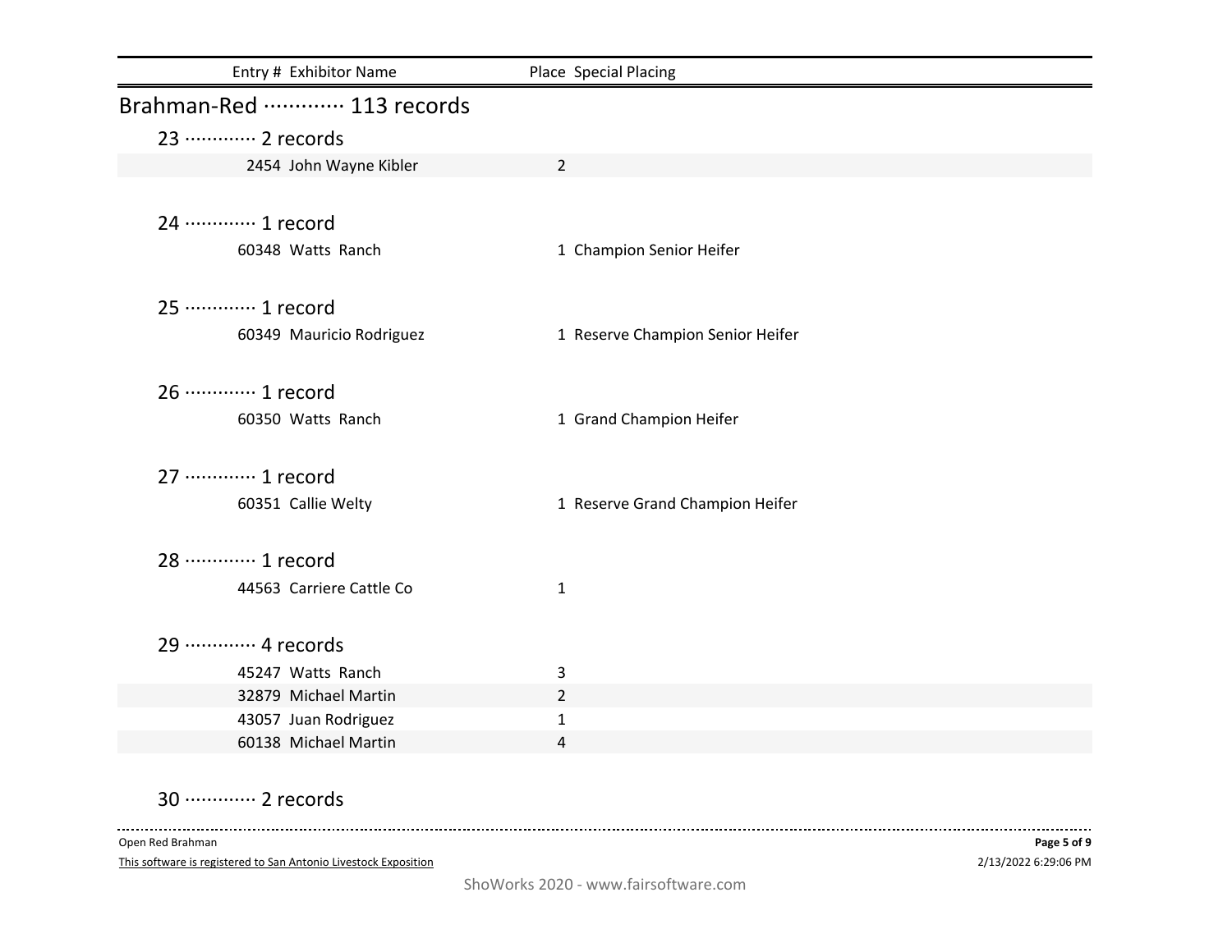| Entry # | Exhibitor Name | Place | Special Placing |
|---|---|---|---|

## Brahman-Red ············· 113 records

### 23 ············· 2 records

| Entry # | Exhibitor Name | Place | Special Placing |
|---|---|---|---|
| 2454 | John Wayne Kibler | 2 | |

### 24 ············· 1 record

| Entry # | Exhibitor Name | Place | Special Placing |
|---|---|---|---|
| 60348 | Watts Ranch | 1 | Champion Senior Heifer |

### 25 ············· 1 record

| Entry # | Exhibitor Name | Place | Special Placing |
|---|---|---|---|
| 60349 | Mauricio Rodriguez | 1 | Reserve Champion Senior Heifer |

### 26 ············· 1 record

| Entry # | Exhibitor Name | Place | Special Placing |
|---|---|---|---|
| 60350 | Watts Ranch | 1 | Grand Champion Heifer |

### 27 ············· 1 record

| Entry # | Exhibitor Name | Place | Special Placing |
|---|---|---|---|
| 60351 | Callie Welty | 1 | Reserve Grand Champion Heifer |

### 28 ············· 1 record

| Entry # | Exhibitor Name | Place | Special Placing |
|---|---|---|---|
| 44563 | Carriere Cattle Co | 1 | |

### 29 ············· 4 records

| Entry # | Exhibitor Name | Place | Special Placing |
|---|---|---|---|
| 45247 | Watts Ranch | 3 | |
| 32879 | Michael Martin | 2 | |
| 43057 | Juan Rodriguez | 1 | |
| 60138 | Michael Martin | 4 | |

### 30 ············· 2 records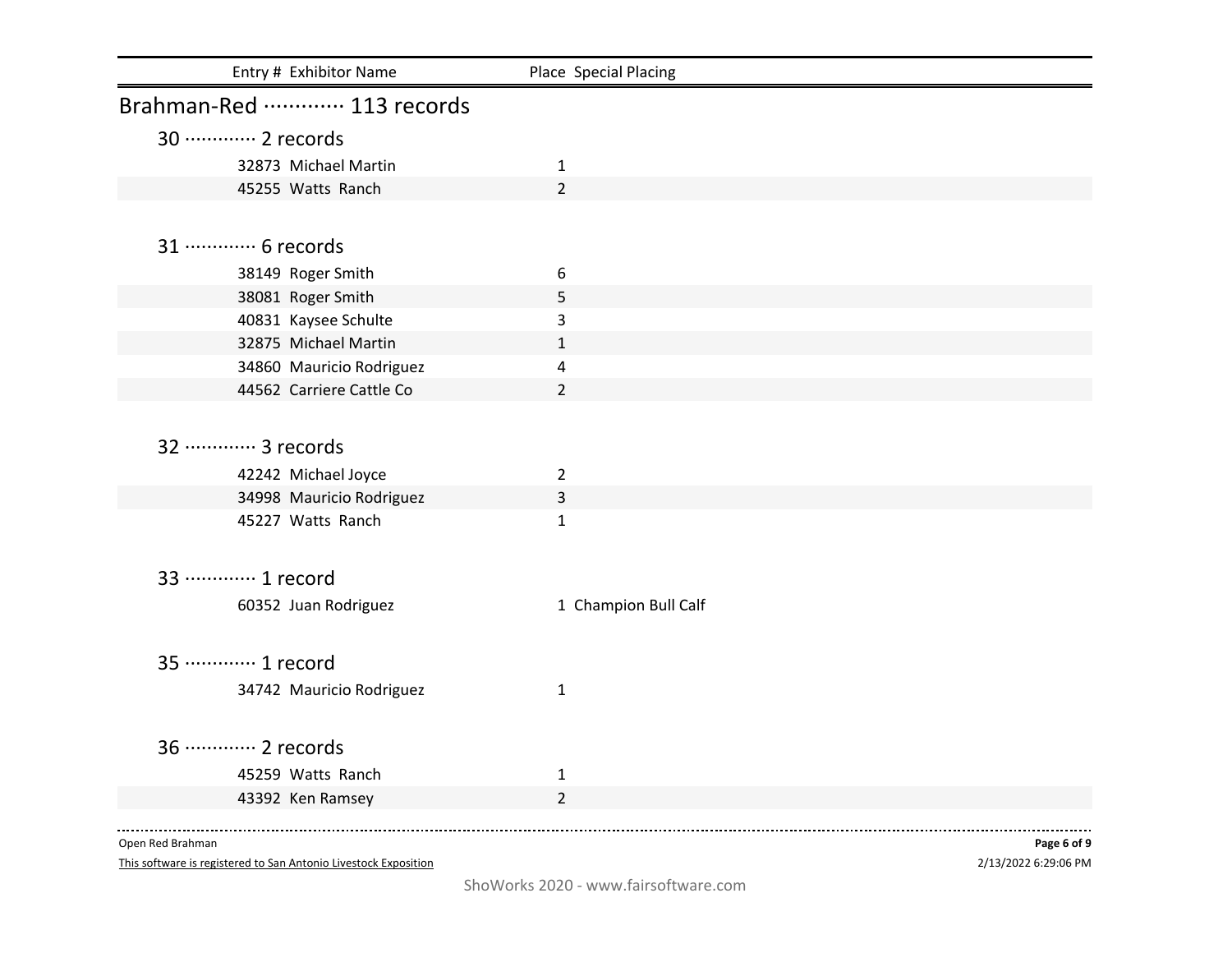| Entry # | Exhibitor Name | Place | Special Placing |
|---|---|---|---|

## Brahman-Red ············· 113 records

### 30 ············· 2 records

| Entry # | Exhibitor Name | Place | Special Placing |
|---|---|---|---|
| 32873 | Michael Martin | 1 | |
| 45255 | Watts Ranch | 2 | |

### 31 ············· 6 records

| Entry # | Exhibitor Name | Place | Special Placing |
|---|---|---|---|
| 38149 | Roger Smith | 6 | |
| 38081 | Roger Smith | 5 | |
| 40831 | Kaysee Schulte | 3 | |
| 32875 | Michael Martin | 1 | |
| 34860 | Mauricio Rodriguez | 4 | |
| 44562 | Carriere Cattle Co | 2 | |

### 32 ············· 3 records

| Entry # | Exhibitor Name | Place | Special Placing |
|---|---|---|---|
| 42242 | Michael Joyce | 2 | |
| 34998 | Mauricio Rodriguez | 3 | |
| 45227 | Watts Ranch | 1 | |

### 33 ············· 1 record

| Entry # | Exhibitor Name | Place | Special Placing |
|---|---|---|---|
| 60352 | Juan Rodriguez | 1 | Champion Bull Calf |

### 35 ············· 1 record

| Entry # | Exhibitor Name | Place | Special Placing |
|---|---|---|---|
| 34742 | Mauricio Rodriguez | 1 | |

### 36 ············· 2 records

| Entry # | Exhibitor Name | Place | Special Placing |
|---|---|---|---|
| 45259 | Watts Ranch | 1 | |
| 43392 | Ken Ramsey | 2 | |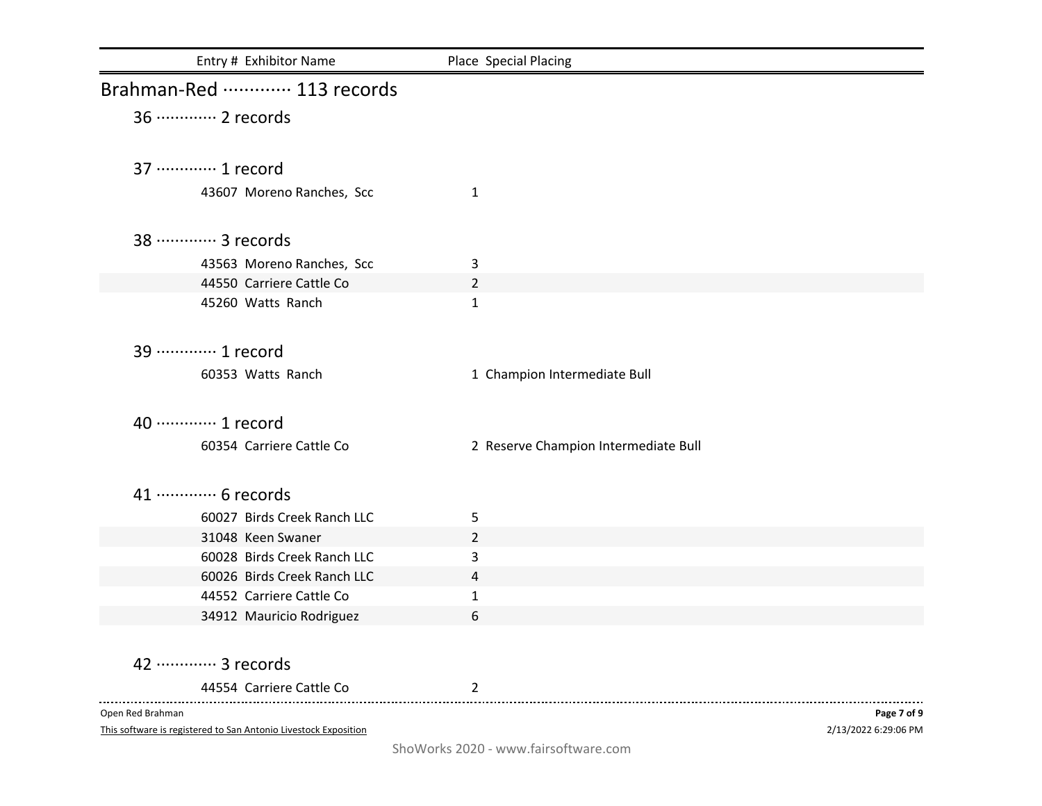| Entry # | Exhibitor Name | Place | Special Placing |
|---|---|---|---|

## Brahman-Red ············· 113 records

### 36 ············· 2 records

### 37 ············· 1 record

| Entry # | Exhibitor Name | Place | Special Placing |
|---|---|---|---|
| 43607 | Moreno Ranches, Scc | 1 | |

### 38 ············· 3 records

| Entry # | Exhibitor Name | Place | Special Placing |
|---|---|---|---|
| 43563 | Moreno Ranches, Scc | 3 | |
| 44550 | Carriere Cattle Co | 2 | |
| 45260 | Watts Ranch | 1 | |

### 39 ············· 1 record

| Entry # | Exhibitor Name | Place | Special Placing |
|---|---|---|---|
| 60353 | Watts Ranch | 1 | Champion Intermediate Bull |

### 40 ············· 1 record

| Entry # | Exhibitor Name | Place | Special Placing |
|---|---|---|---|
| 60354 | Carriere Cattle Co | 2 | Reserve Champion Intermediate Bull |

### 41 ············· 6 records

| Entry # | Exhibitor Name | Place | Special Placing |
|---|---|---|---|
| 60027 | Birds Creek Ranch LLC | 5 | |
| 31048 | Keen Swaner | 2 | |
| 60028 | Birds Creek Ranch LLC | 3 | |
| 60026 | Birds Creek Ranch LLC | 4 | |
| 44552 | Carriere Cattle Co | 1 | |
| 34912 | Mauricio Rodriguez | 6 | |

### 42 ············· 3 records

| Entry # | Exhibitor Name | Place | Special Placing |
|---|---|---|---|
| 44554 | Carriere Cattle Co | 2 | |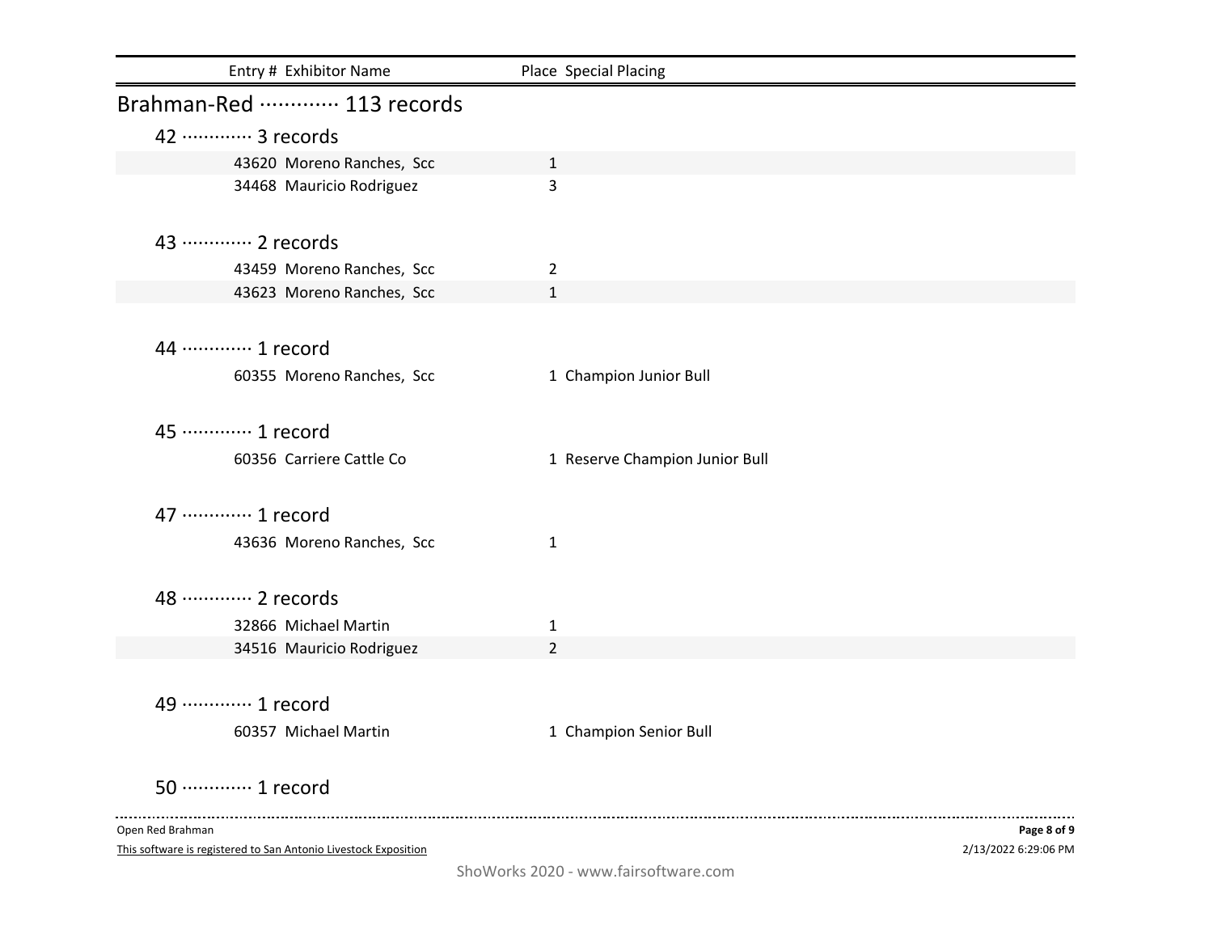| Entry # | Exhibitor Name | Place | Special Placing |
|---|---|---|---|

## Brahman-Red ············· 113 records

### 42 ············· 3 records

| Entry # | Exhibitor Name | Place | Special Placing |
|---|---|---|---|
| 43620 | Moreno Ranches, Scc | 1 | |
| 34468 | Mauricio Rodriguez | 3 | |

### 43 ············· 2 records

| Entry # | Exhibitor Name | Place | Special Placing |
|---|---|---|---|
| 43459 | Moreno Ranches, Scc | 2 | |
| 43623 | Moreno Ranches, Scc | 1 | |

### 44 ············· 1 record

| Entry # | Exhibitor Name | Place | Special Placing |
|---|---|---|---|
| 60355 | Moreno Ranches, Scc | 1 | Champion Junior Bull |

### 45 ············· 1 record

| Entry # | Exhibitor Name | Place | Special Placing |
|---|---|---|---|
| 60356 | Carriere Cattle Co | 1 | Reserve Champion Junior Bull |

### 47 ············· 1 record

| Entry # | Exhibitor Name | Place | Special Placing |
|---|---|---|---|
| 43636 | Moreno Ranches, Scc | 1 | |

### 48 ············· 2 records

| Entry # | Exhibitor Name | Place | Special Placing |
|---|---|---|---|
| 32866 | Michael Martin | 1 | |
| 34516 | Mauricio Rodriguez | 2 | |

### 49 ············· 1 record

| Entry # | Exhibitor Name | Place | Special Placing |
|---|---|---|---|
| 60357 | Michael Martin | 1 | Champion Senior Bull |

### 50 ············· 1 record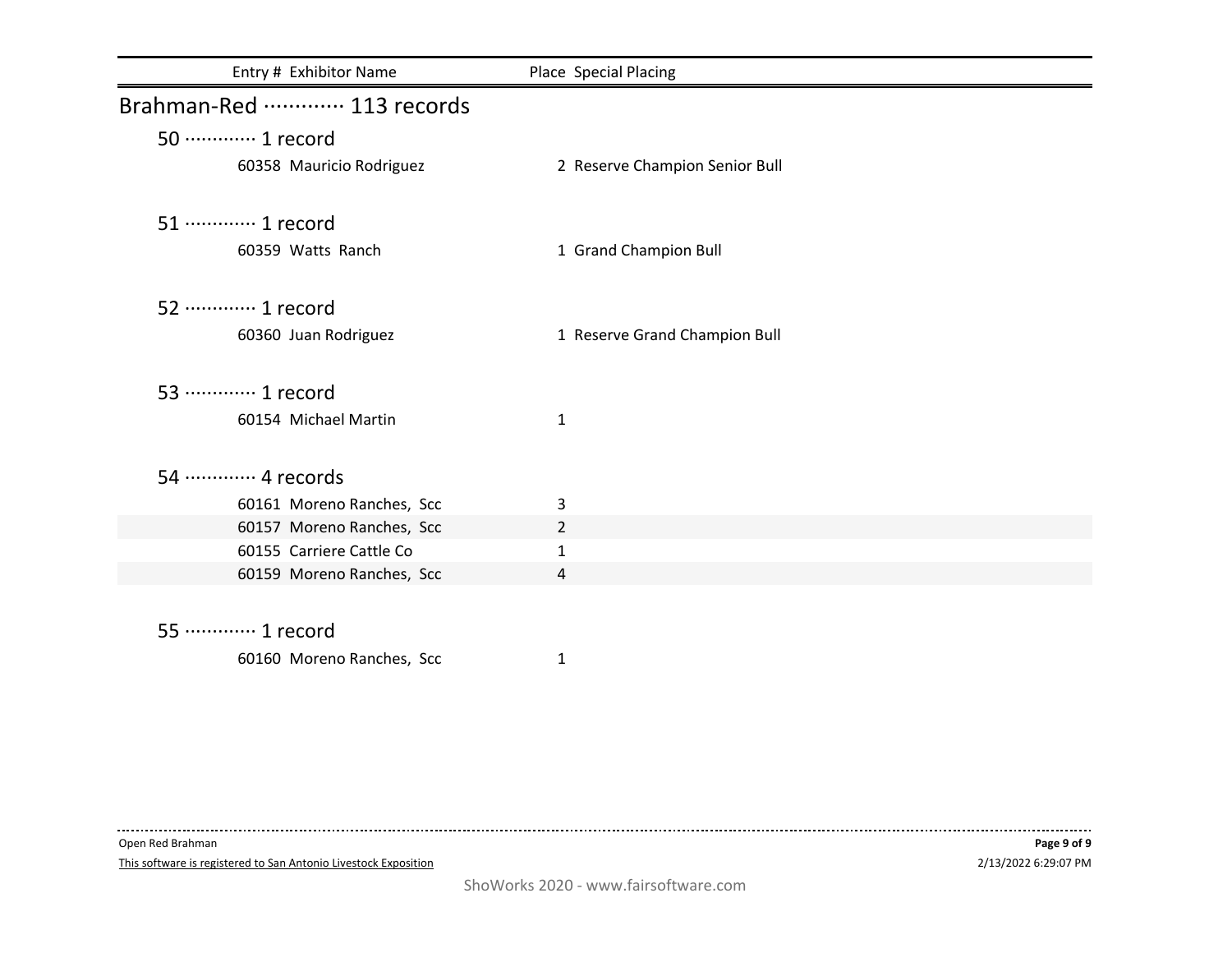| Entry # | Exhibitor Name | Place | Special Placing |
|---|---|---|---|

## Brahman-Red ············· 113 records

### 50 ············· 1 record

| Entry # | Exhibitor Name | Place | Special Placing |
|---|---|---|---|
| 60358 | Mauricio Rodriguez | 2 | Reserve Champion Senior Bull |

### 51 ············· 1 record

| Entry # | Exhibitor Name | Place | Special Placing |
|---|---|---|---|
| 60359 | Watts Ranch | 1 | Grand Champion Bull |

### 52 ············· 1 record

| Entry # | Exhibitor Name | Place | Special Placing |
|---|---|---|---|
| 60360 | Juan Rodriguez | 1 | Reserve Grand Champion Bull |

### 53 ············· 1 record

| Entry # | Exhibitor Name | Place | Special Placing |
|---|---|---|---|
| 60154 | Michael Martin | 1 | |

### 54 ············· 4 records

| Entry # | Exhibitor Name | Place | Special Placing |
|---|---|---|---|
| 60161 | Moreno Ranches, Scc | 3 | |
| 60157 | Moreno Ranches, Scc | 2 | |
| 60155 | Carriere Cattle Co | 1 | |
| 60159 | Moreno Ranches, Scc | 4 | |

### 55 ············· 1 record

| Entry # | Exhibitor Name | Place | Special Placing |
|---|---|---|---|
| 60160 | Moreno Ranches, Scc | 1 | |